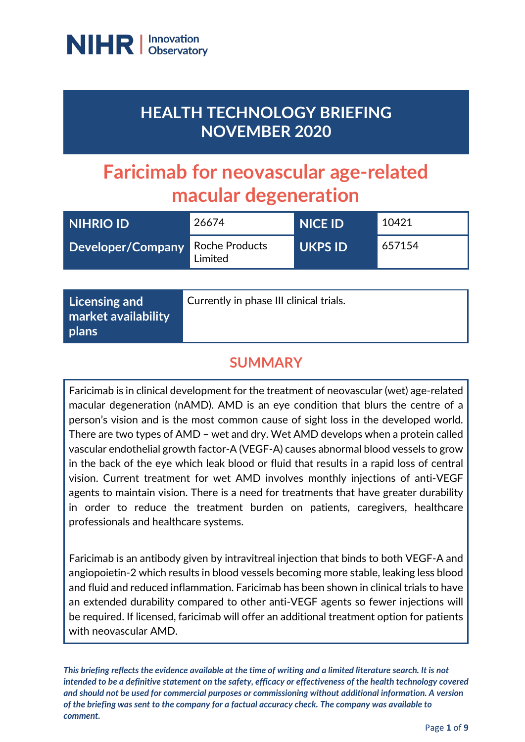NIHR | Innovation Observatory

# HEALTH TECHNOLOGY BRIEFING NOVEMBER 2020

# Faricimab for neovascular age-related macular degeneration

| NIHRIO ID | 26674 | NICE ID | 10421 |
|---|---|---|---|
| Developer/Company | Roche Products Limited | UKPS ID | 657154 |

| Licensing and market availability plans | Currently in phase III clinical trials. |
|---|---|

## SUMMARY

Faricimab is in clinical development for the treatment of neovascular (wet) age-related macular degeneration (nAMD). AMD is an eye condition that blurs the centre of a person's vision and is the most common cause of sight loss in the developed world. There are two types of AMD – wet and dry. Wet AMD develops when a protein called vascular endothelial growth factor-A (VEGF-A) causes abnormal blood vessels to grow in the back of the eye which leak blood or fluid that results in a rapid loss of central vision. Current treatment for wet AMD involves monthly injections of anti-VEGF agents to maintain vision. There is a need for treatments that have greater durability in order to reduce the treatment burden on patients, caregivers, healthcare professionals and healthcare systems.

Faricimab is an antibody given by intravitreal injection that binds to both VEGF-A and angiopoietin-2 which results in blood vessels becoming more stable, leaking less blood and fluid and reduced inflammation. Faricimab has been shown in clinical trials to have an extended durability compared to other anti-VEGF agents so fewer injections will be required. If licensed, faricimab will offer an additional treatment option for patients with neovascular AMD.

***This briefing reflects the evidence available at the time of writing and a limited literature search. It is not intended to be a definitive statement on the safety, efficacy or effectiveness of the health technology covered and should not be used for commercial purposes or commissioning without additional information. A version of the briefing was sent to the company for a factual accuracy check. The company was available to comment.***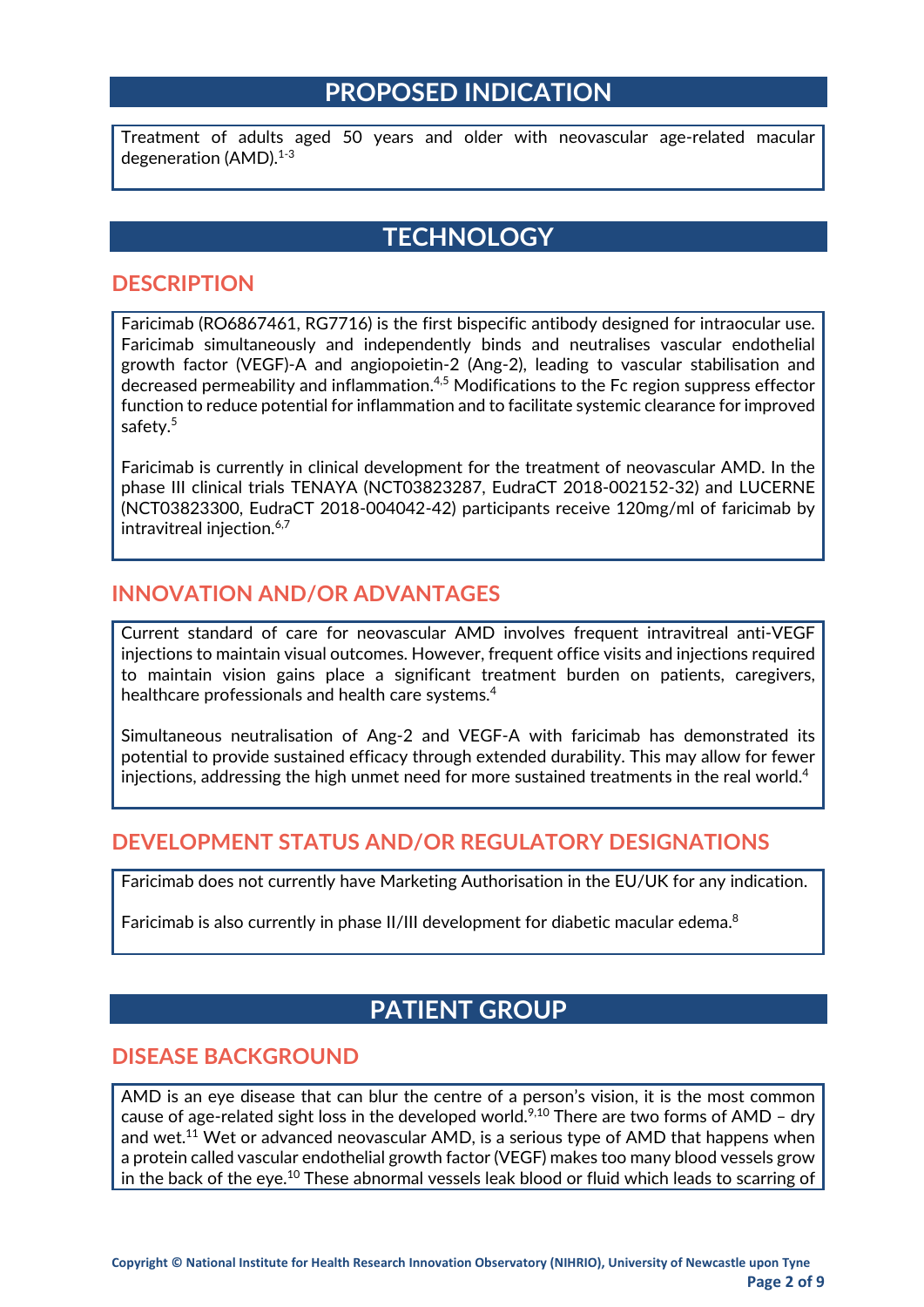# PROPOSED INDICATION

Treatment of adults aged 50 years and older with neovascular age-related macular degeneration (AMD).[1-3]

# TECHNOLOGY

## DESCRIPTION

Faricimab (RO6867461, RG7716) is the first bispecific antibody designed for intraocular use. Faricimab simultaneously and independently binds and neutralises vascular endothelial growth factor (VEGF)-A and angiopoietin-2 (Ang-2), leading to vascular stabilisation and decreased permeability and inflammation.[4,5] Modifications to the Fc region suppress effector function to reduce potential for inflammation and to facilitate systemic clearance for improved safety.[5]

Faricimab is currently in clinical development for the treatment of neovascular AMD. In the phase III clinical trials TENAYA (NCT03823287, EudraCT 2018-002152-32) and LUCERNE (NCT03823300, EudraCT 2018-004042-42) participants receive 120mg/ml of faricimab by intravitreal injection.[6,7]

## INNOVATION AND/OR ADVANTAGES

Current standard of care for neovascular AMD involves frequent intravitreal anti-VEGF injections to maintain visual outcomes. However, frequent office visits and injections required to maintain vision gains place a significant treatment burden on patients, caregivers, healthcare professionals and health care systems.[4]

Simultaneous neutralisation of Ang-2 and VEGF-A with faricimab has demonstrated its potential to provide sustained efficacy through extended durability. This may allow for fewer injections, addressing the high unmet need for more sustained treatments in the real world.[4]

## DEVELOPMENT STATUS AND/OR REGULATORY DESIGNATIONS

Faricimab does not currently have Marketing Authorisation in the EU/UK for any indication.

Faricimab is also currently in phase II/III development for diabetic macular edema.[8]

# PATIENT GROUP

## DISEASE BACKGROUND

AMD is an eye disease that can blur the centre of a person's vision, it is the most common cause of age-related sight loss in the developed world.[9,10] There are two forms of AMD – dry and wet.[11] Wet or advanced neovascular AMD, is a serious type of AMD that happens when a protein called vascular endothelial growth factor (VEGF) makes too many blood vessels grow in the back of the eye.[10] These abnormal vessels leak blood or fluid which leads to scarring of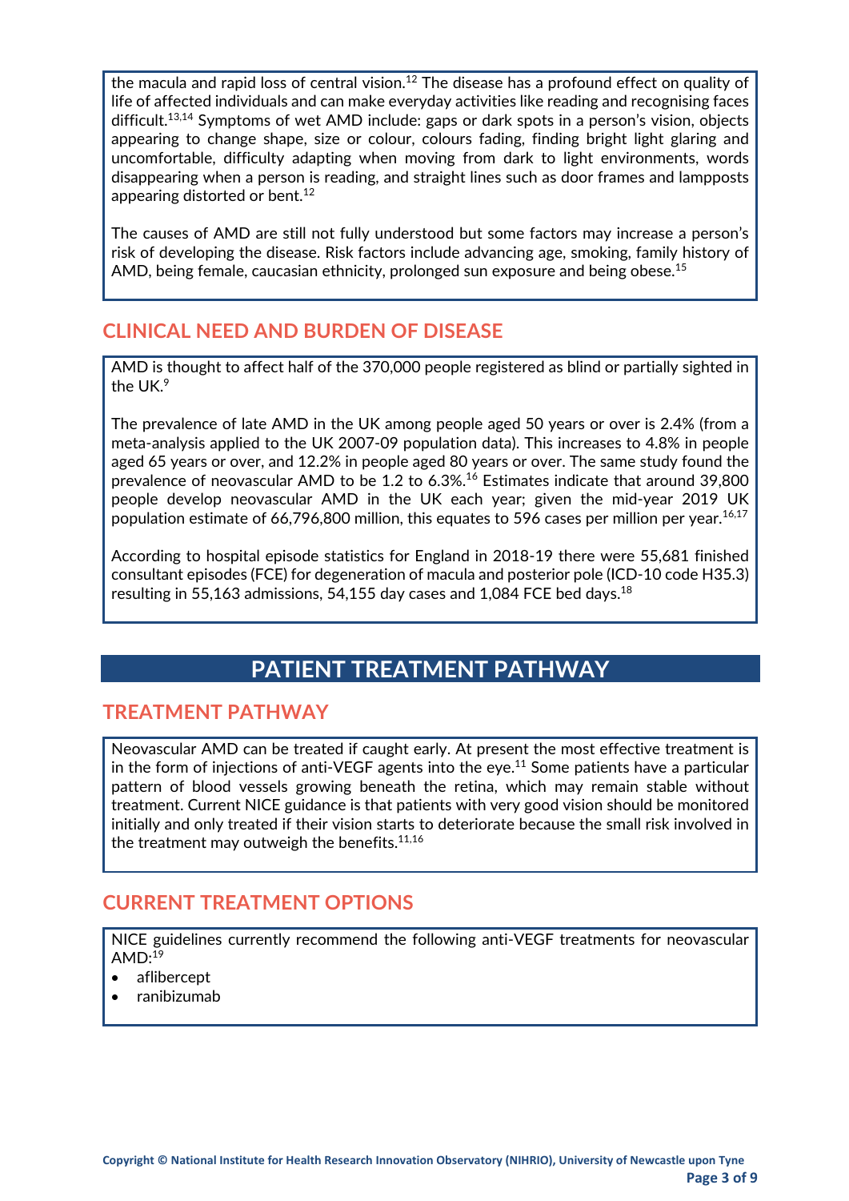the macula and rapid loss of central vision.[12] The disease has a profound effect on quality of life of affected individuals and can make everyday activities like reading and recognising faces difficult.[13,14] Symptoms of wet AMD include: gaps or dark spots in a person's vision, objects appearing to change shape, size or colour, colours fading, finding bright light glaring and uncomfortable, difficulty adapting when moving from dark to light environments, words disappearing when a person is reading, and straight lines such as door frames and lampposts appearing distorted or bent.[12]

The causes of AMD are still not fully understood but some factors may increase a person's risk of developing the disease. Risk factors include advancing age, smoking, family history of AMD, being female, caucasian ethnicity, prolonged sun exposure and being obese.[15]

## CLINICAL NEED AND BURDEN OF DISEASE

AMD is thought to affect half of the 370,000 people registered as blind or partially sighted in the UK.[9]

The prevalence of late AMD in the UK among people aged 50 years or over is 2.4% (from a meta-analysis applied to the UK 2007-09 population data). This increases to 4.8% in people aged 65 years or over, and 12.2% in people aged 80 years or over. The same study found the prevalence of neovascular AMD to be 1.2 to 6.3%.[16] Estimates indicate that around 39,800 people develop neovascular AMD in the UK each year; given the mid-year 2019 UK population estimate of 66,796,800 million, this equates to 596 cases per million per year.[16,17]

According to hospital episode statistics for England in 2018-19 there were 55,681 finished consultant episodes (FCE) for degeneration of macula and posterior pole (ICD-10 code H35.3) resulting in 55,163 admissions, 54,155 day cases and 1,084 FCE bed days.[18]

# PATIENT TREATMENT PATHWAY

## TREATMENT PATHWAY

Neovascular AMD can be treated if caught early. At present the most effective treatment is in the form of injections of anti-VEGF agents into the eye.[11] Some patients have a particular pattern of blood vessels growing beneath the retina, which may remain stable without treatment. Current NICE guidance is that patients with very good vision should be monitored initially and only treated if their vision starts to deteriorate because the small risk involved in the treatment may outweigh the benefits.[11,16]

## CURRENT TREATMENT OPTIONS

NICE guidelines currently recommend the following anti-VEGF treatments for neovascular AMD:[19]

- aflibercept
- ranibizumab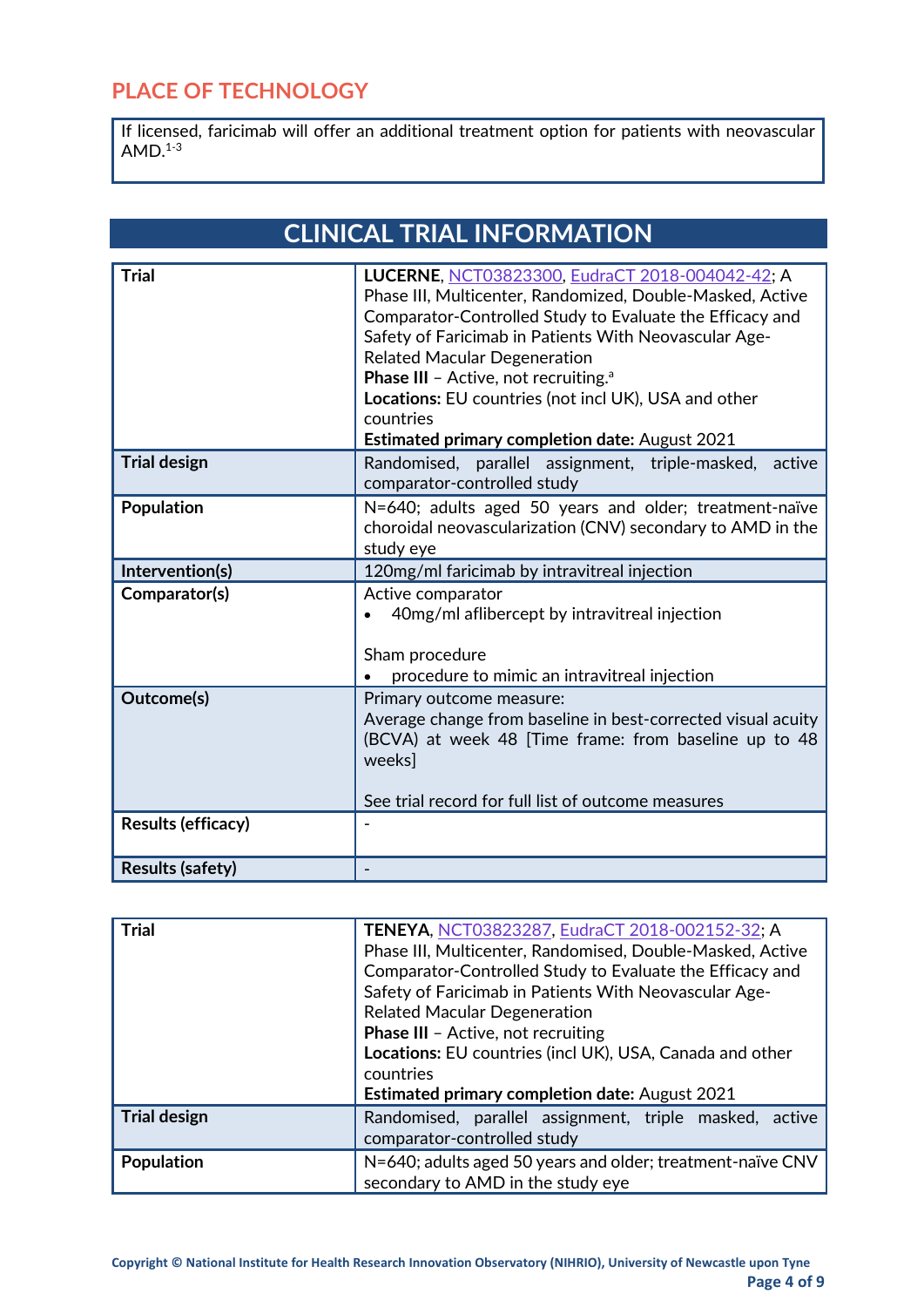## PLACE OF TECHNOLOGY

If licensed, faricimab will offer an additional treatment option for patients with neovascular AMD.[1-3]

## CLINICAL TRIAL INFORMATION

| Trial | **LUCERNE**, NCT03823300, EudraCT 2018-004042-42; A Phase III, Multicenter, Randomized, Double-Masked, Active Comparator-Controlled Study to Evaluate the Efficacy and Safety of Faricimab in Patients With Neovascular Age-Related Macular Degeneration<br>**Phase III** – Active, not recruiting.[a]<br>**Locations:** EU countries (not incl UK), USA and other countries<br>**Estimated primary completion date:** August 2021 |
|---|---|
| **Trial design** | Randomised, parallel assignment, triple-masked, active comparator-controlled study |
| **Population** | N=640; adults aged 50 years and older; treatment-naïve choroidal neovascularization (CNV) secondary to AMD in the study eye |
| **Intervention(s)** | 120mg/ml faricimab by intravitreal injection |
| **Comparator(s)** | Active comparator<br>• 40mg/ml aflibercept by intravitreal injection<br><br>Sham procedure<br>• procedure to mimic an intravitreal injection |
| **Outcome(s)** | Primary outcome measure:<br>Average change from baseline in best-corrected visual acuity (BCVA) at week 48 [Time frame: from baseline up to 48 weeks]<br><br>See trial record for full list of outcome measures |
| **Results (efficacy)** | - |
| **Results (safety)** | - |

| Trial | **TENEYA**, NCT03823287, EudraCT 2018-002152-32; A Phase III, Multicenter, Randomised, Double-Masked, Active Comparator-Controlled Study to Evaluate the Efficacy and Safety of Faricimab in Patients With Neovascular Age-Related Macular Degeneration<br>**Phase III** – Active, not recruiting<br>**Locations:** EU countries (incl UK), USA, Canada and other countries<br>**Estimated primary completion date:** August 2021 |
|---|---|
| **Trial design** | Randomised, parallel assignment, triple masked, active comparator-controlled study |
| **Population** | N=640; adults aged 50 years and older; treatment-naïve CNV secondary to AMD in the study eye |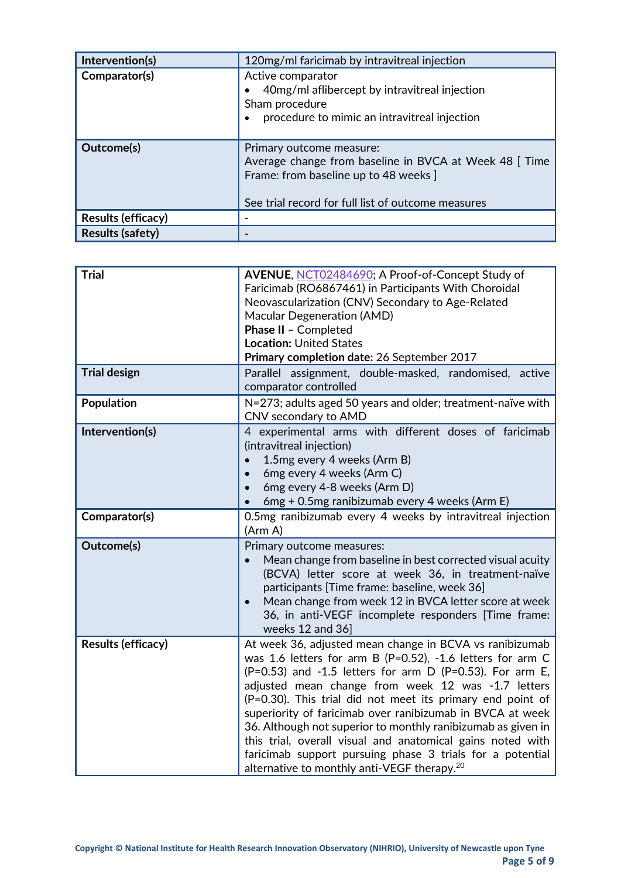| | |
|---|---|
| **Intervention(s)** | 120mg/ml faricimab by intravitreal injection |
| **Comparator(s)** | Active comparator<br>• 40mg/ml aflibercept by intravitreal injection<br>Sham procedure<br>• procedure to mimic an intravitreal injection |
| **Outcome(s)** | Primary outcome measure:<br>Average change from baseline in BVCA at Week 48 [ Time Frame: from baseline up to 48 weeks ]<br><br>See trial record for full list of outcome measures |
| **Results (efficacy)** | - |
| **Results (safety)** | - |

| | |
|---|---|
| **Trial** | **AVENUE**, NCT02484690; A Proof-of-Concept Study of Faricimab (RO6867461) in Participants With Choroidal Neovascularization (CNV) Secondary to Age-Related Macular Degeneration (AMD)<br>**Phase II** – Completed<br>**Location:** United States<br>**Primary completion date:** 26 September 2017 |
| **Trial design** | Parallel assignment, double-masked, randomised, active comparator controlled |
| **Population** | N=273; adults aged 50 years and older; treatment-naïve with CNV secondary to AMD |
| **Intervention(s)** | 4 experimental arms with different doses of faricimab (intravitreal injection)<br>• 1.5mg every 4 weeks (Arm B)<br>• 6mg every 4 weeks (Arm C)<br>• 6mg every 4-8 weeks (Arm D)<br>• 6mg + 0.5mg ranibizumab every 4 weeks (Arm E) |
| **Comparator(s)** | 0.5mg ranibizumab every 4 weeks by intravitreal injection (Arm A) |
| **Outcome(s)** | Primary outcome measures:<br>• Mean change from baseline in best corrected visual acuity (BCVA) letter score at week 36, in treatment-naïve participants [Time frame: baseline, week 36]<br>• Mean change from week 12 in BVCA letter score at week 36, in anti-VEGF incomplete responders [Time frame: weeks 12 and 36] |
| **Results (efficacy)** | At week 36, adjusted mean change in BCVA vs ranibizumab was 1.6 letters for arm B (P=0.52), -1.6 letters for arm C (P=0.53) and -1.5 letters for arm D (P=0.53). For arm E, adjusted mean change from week 12 was -1.7 letters (P=0.30). This trial did not meet its primary end point of superiority of faricimab over ranibizumab in BVCA at week 36. Although not superior to monthly ranibizumab as given in this trial, overall visual and anatomical gains noted with faricimab support pursuing phase 3 trials for a potential alternative to monthly anti-VEGF therapy.[20] |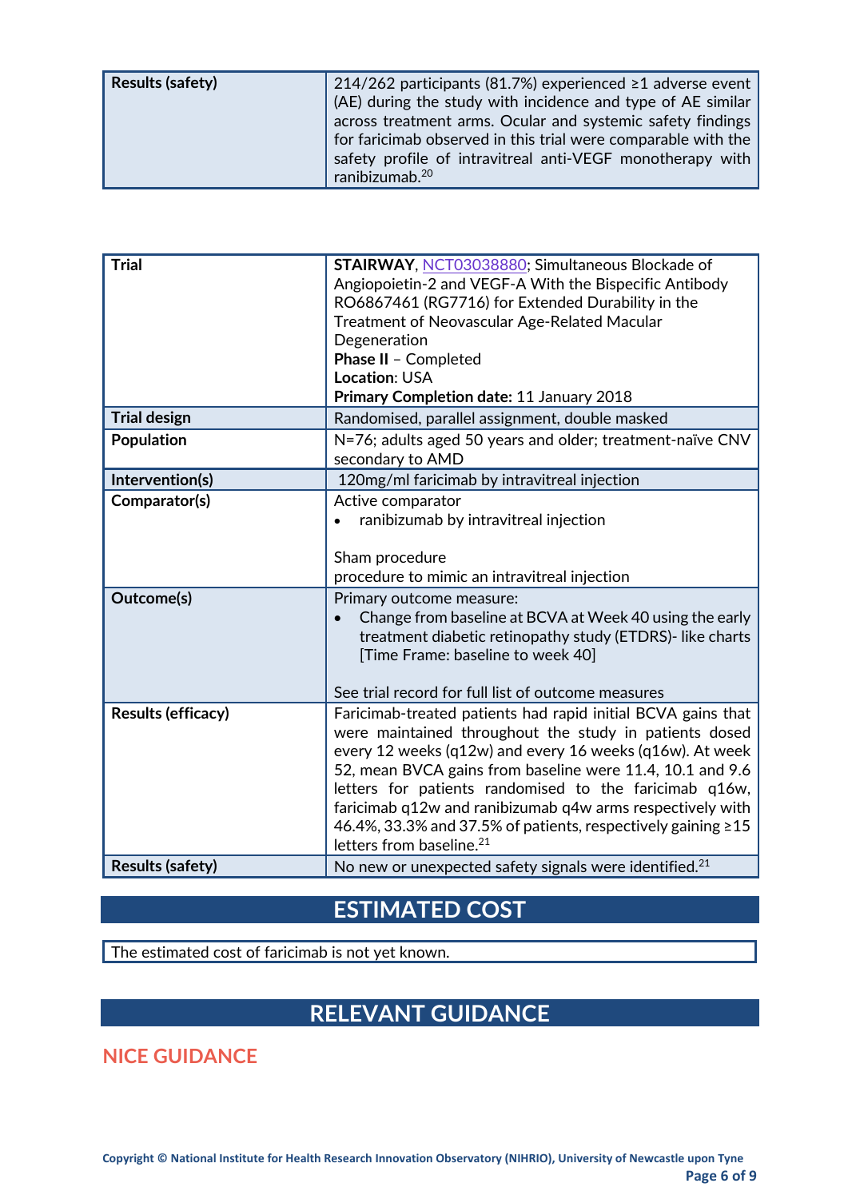| Results (safety) | 214/262 participants (81.7%) experienced ≥1 adverse event (AE) during the study with incidence and type of AE similar across treatment arms. Ocular and systemic safety findings for faricimab observed in this trial were comparable with the safety profile of intravitreal anti-VEGF monotherapy with ranibizumab.[20] |
|---|---|

| Trial | **STAIRWAY**, NCT03038880; Simultaneous Blockade of Angiopoietin-2 and VEGF-A With the Bispecific Antibody RO6867461 (RG7716) for Extended Durability in the Treatment of Neovascular Age-Related Macular Degeneration<br>**Phase II** – Completed<br>**Location**: USA<br>**Primary Completion date:** 11 January 2018 |
|---|---|
| **Trial design** | Randomised, parallel assignment, double masked |
| **Population** | N=76; adults aged 50 years and older; treatment-naïve CNV secondary to AMD |
| **Intervention(s)** | 120mg/ml faricimab by intravitreal injection |
| **Comparator(s)** | Active comparator<br>• ranibizumab by intravitreal injection<br><br>Sham procedure<br>procedure to mimic an intravitreal injection |
| **Outcome(s)** | Primary outcome measure:<br>• Change from baseline at BCVA at Week 40 using the early treatment diabetic retinopathy study (ETDRS)- like charts [Time Frame: baseline to week 40]<br><br>See trial record for full list of outcome measures |
| **Results (efficacy)** | Faricimab-treated patients had rapid initial BCVA gains that were maintained throughout the study in patients dosed every 12 weeks (q12w) and every 16 weeks (q16w). At week 52, mean BVCA gains from baseline were 11.4, 10.1 and 9.6 letters for patients randomised to the faricimab q16w, faricimab q12w and ranibizumab q4w arms respectively with 46.4%, 33.3% and 37.5% of patients, respectively gaining ≥15 letters from baseline.[21] |
| **Results (safety)** | No new or unexpected safety signals were identified.[21] |

## ESTIMATED COST

The estimated cost of faricimab is not yet known.

## RELEVANT GUIDANCE

### NICE GUIDANCE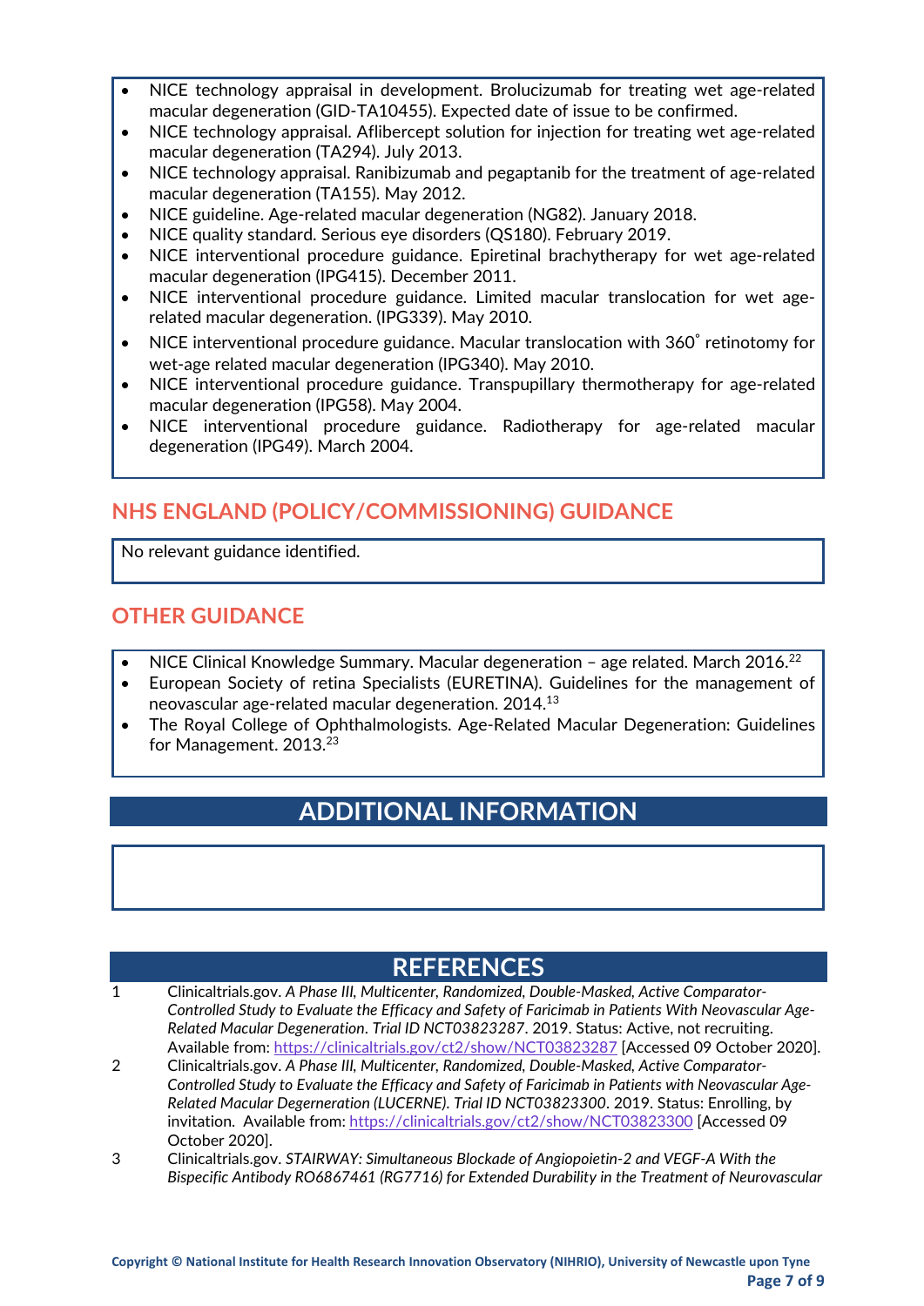- NICE technology appraisal in development. Brolucizumab for treating wet age-related macular degeneration (GID-TA10455). Expected date of issue to be confirmed.
- NICE technology appraisal. Aflibercept solution for injection for treating wet age-related macular degeneration (TA294). July 2013.
- NICE technology appraisal. Ranibizumab and pegaptanib for the treatment of age-related macular degeneration (TA155). May 2012.
- NICE guideline. Age-related macular degeneration (NG82). January 2018.
- NICE quality standard. Serious eye disorders (QS180). February 2019.
- NICE interventional procedure guidance. Epiretinal brachytherapy for wet age-related macular degeneration (IPG415). December 2011.
- NICE interventional procedure guidance. Limited macular translocation for wet age-related macular degeneration. (IPG339). May 2010.
- NICE interventional procedure guidance. Macular translocation with 360˚ retinotomy for wet-age related macular degeneration (IPG340). May 2010.
- NICE interventional procedure guidance. Transpupillary thermotherapy for age-related macular degeneration (IPG58). May 2004.
- NICE interventional procedure guidance. Radiotherapy for age-related macular degeneration (IPG49). March 2004.

## NHS ENGLAND (POLICY/COMMISSIONING) GUIDANCE

No relevant guidance identified.

## OTHER GUIDANCE

- NICE Clinical Knowledge Summary. Macular degeneration – age related. March 2016.[22]
- European Society of retina Specialists (EURETINA). Guidelines for the management of neovascular age-related macular degeneration. 2014.[13]
- The Royal College of Ophthalmologists. Age-Related Macular Degeneration: Guidelines for Management. 2013.[23]

# ADDITIONAL INFORMATION

# REFERENCES

1 Clinicaltrials.gov. *A Phase III, Multicenter, Randomized, Double-Masked, Active Comparator-Controlled Study to Evaluate the Efficacy and Safety of Faricimab in Patients With Neovascular Age-Related Macular Degeneration. Trial ID NCT03823287*. 2019. Status: Active, not recruiting. Available from: https://clinicaltrials.gov/ct2/show/NCT03823287 [Accessed 09 October 2020].

2 Clinicaltrials.gov. *A Phase III, Multicenter, Randomized, Double-Masked, Active Comparator-Controlled Study to Evaluate the Efficacy and Safety of Faricimab in Patients with Neovascular Age-Related Macular Degeneration (LUCERNE). Trial ID NCT03823300*. 2019. Status: Enrolling, by invitation. Available from: https://clinicaltrials.gov/ct2/show/NCT03823300 [Accessed 09 October 2020].

3 Clinicaltrials.gov. *STAIRWAY: Simultaneous Blockade of Angiopoietin-2 and VEGF-A With the Bispecific Antibody RO6867461 (RG7716) for Extended Durability in the Treatment of Neurovascular*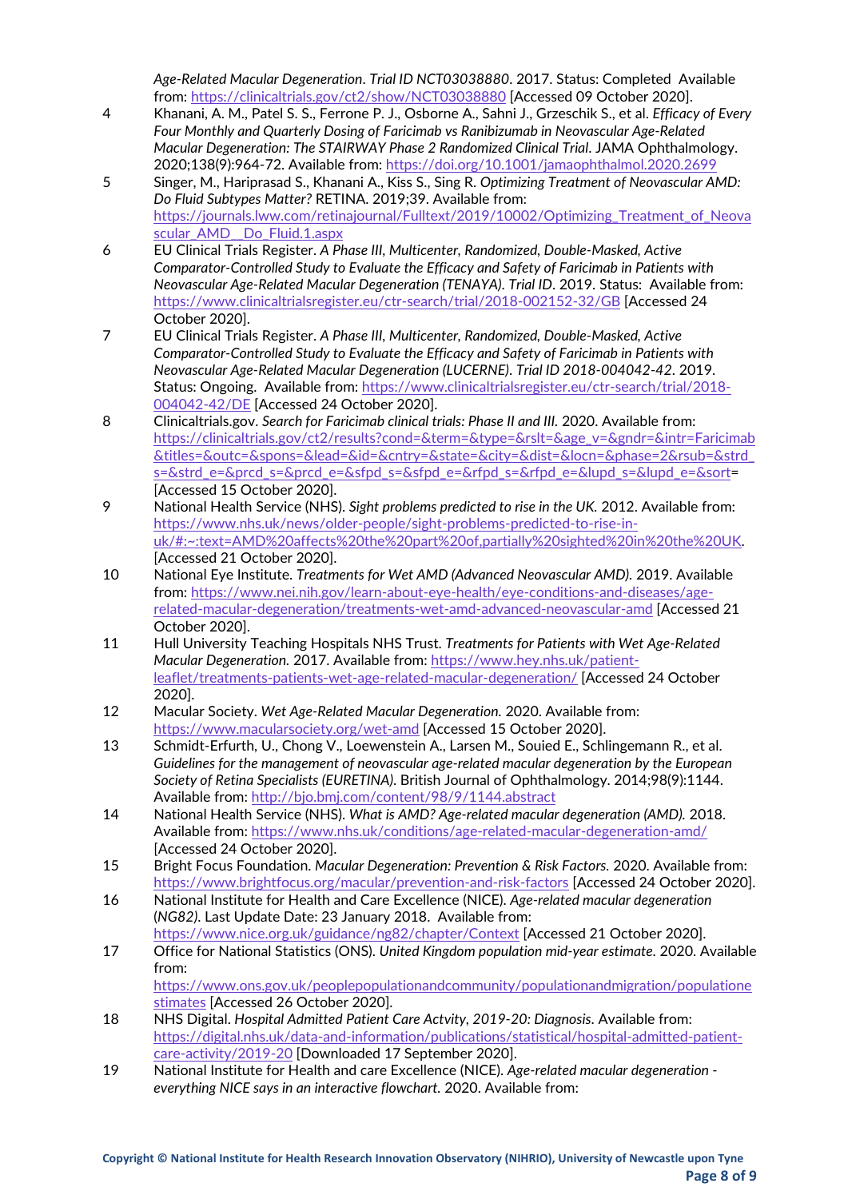*Age-Related Macular Degeneration*. *Trial ID NCT03038880*. 2017. Status: Completed Available from: https://clinicaltrials.gov/ct2/show/NCT03038880 [Accessed 09 October 2020].

4 Khanani, A. M., Patel S. S., Ferrone P. J., Osborne A., Sahni J., Grzeschik S., et al. *Efficacy of Every Four Monthly and Quarterly Dosing of Faricimab vs Ranibizumab in Neovascular Age-Related Macular Degeneration: The STAIRWAY Phase 2 Randomized Clinical Trial*. JAMA Ophthalmology. 2020;138(9):964-72. Available from: https://doi.org/10.1001/jamaophthalmol.2020.2699

5 Singer, M., Hariprasad S., Khanani A., Kiss S., Sing R. *Optimizing Treatment of Neovascular AMD: Do Fluid Subtypes Matter?* RETINA. 2019;39. Available from: https://journals.lww.com/retinajournal/Fulltext/2019/10002/Optimizing_Treatment_of_Neovascular_AMD__Do_Fluid.1.aspx

6 EU Clinical Trials Register. *A Phase III, Multicenter, Randomized, Double-Masked, Active Comparator-Controlled Study to Evaluate the Efficacy and Safety of Faricimab in Patients with Neovascular Age-Related Macular Degeneration (TENAYA)*. *Trial ID*. 2019. Status: Available from: https://www.clinicaltrialsregister.eu/ctr-search/trial/2018-002152-32/GB [Accessed 24 October 2020].

7 EU Clinical Trials Register. *A Phase III, Multicenter, Randomized, Double-Masked, Active Comparator-Controlled Study to Evaluate the Efficacy and Safety of Faricimab in Patients with Neovascular Age-Related Macular Degeneration (LUCERNE)*. *Trial ID 2018-004042-42*. 2019. Status: Ongoing. Available from: https://www.clinicaltrialsregister.eu/ctr-search/trial/2018-004042-42/DE [Accessed 24 October 2020].

8 Clinicaltrials.gov. *Search for Faricimab clinical trials: Phase II and III.* 2020. Available from: https://clinicaltrials.gov/ct2/results?cond=&term=&type=&rslt=&age_v=&gndr=&intr=Faricimab&titles=&outc=&spons=&lead=&id=&cntry=&state=&city=&dist=&locn=&phase=2&rsub=&strd_s=&strd_e=&prcd_s=&prcd_e=&sfpd_s=&sfpd_e=&rfpd_s=&rfpd_e=&lupd_s=&lupd_e=&sort= [Accessed 15 October 2020].

9 National Health Service (NHS). *Sight problems predicted to rise in the UK.* 2012. Available from: https://www.nhs.uk/news/older-people/sight-problems-predicted-to-rise-in-uk/#:~:text=AMD%20affects%20the%20part%20of,partially%20sighted%20in%20the%20UK. [Accessed 21 October 2020].

10 National Eye Institute. *Treatments for Wet AMD (Advanced Neovascular AMD).* 2019. Available from: https://www.nei.nih.gov/learn-about-eye-health/eye-conditions-and-diseases/age-related-macular-degeneration/treatments-wet-amd-advanced-neovascular-amd [Accessed 21 October 2020].

11 Hull University Teaching Hospitals NHS Trust. *Treatments for Patients with Wet Age-Related Macular Degeneration.* 2017. Available from: https://www.hey.nhs.uk/patient-leaflet/treatments-patients-wet-age-related-macular-degeneration/ [Accessed 24 October 2020].

12 Macular Society. *Wet Age-Related Macular Degeneration.* 2020. Available from: https://www.macularsociety.org/wet-amd [Accessed 15 October 2020].

13 Schmidt-Erfurth, U., Chong V., Loewenstein A., Larsen M., Souied E., Schlingemann R., et al. *Guidelines for the management of neovascular age-related macular degeneration by the European Society of Retina Specialists (EURETINA).* British Journal of Ophthalmology. 2014;98(9):1144. Available from: http://bjo.bmj.com/content/98/9/1144.abstract

14 National Health Service (NHS). *What is AMD? Age-related macular degeneration (AMD).* 2018. Available from: https://www.nhs.uk/conditions/age-related-macular-degeneration-amd/ [Accessed 24 October 2020].

15 Bright Focus Foundation. *Macular Degeneration: Prevention & Risk Factors.* 2020. Available from: https://www.brightfocus.org/macular/prevention-and-risk-factors [Accessed 24 October 2020].

16 National Institute for Health and Care Excellence (NICE). *Age-related macular degeneration (NG82).* Last Update Date: 23 January 2018. Available from: https://www.nice.org.uk/guidance/ng82/chapter/Context [Accessed 21 October 2020].

17 Office for National Statistics (ONS). *United Kingdom population mid-year estimate.* 2020. Available from: https://www.ons.gov.uk/peoplepopulationandcommunity/populationandmigration/populationestimates [Accessed 26 October 2020].

18 NHS Digital. *Hospital Admitted Patient Care Actvity, 2019-20: Diagnosis.* Available from: https://digital.nhs.uk/data-and-information/publications/statistical/hospital-admitted-patient-care-activity/2019-20 [Downloaded 17 September 2020].

19 National Institute for Health and care Excellence (NICE). *Age-related macular degeneration - everything NICE says in an interactive flowchart.* 2020. Available from: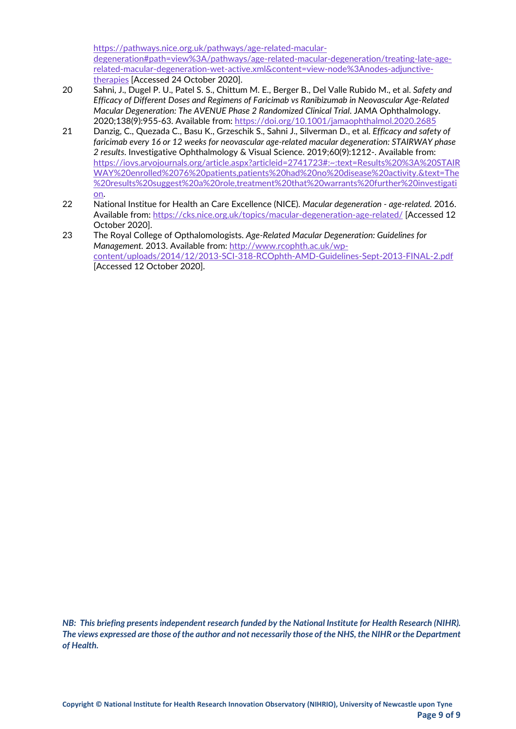https://pathways.nice.org.uk/pathways/age-related-macular-degeneration#path=view%3A/pathways/age-related-macular-degeneration/treating-late-age-related-macular-degeneration-wet-active.xml&content=view-node%3Anodes-adjunctive-therapies [Accessed 24 October 2020].

20 Sahni, J., Dugel P. U., Patel S. S., Chittum M. E., Berger B., Del Valle Rubido M., et al. *Safety and Efficacy of Different Doses and Regimens of Faricimab vs Ranibizumab in Neovascular Age-Related Macular Degeneration: The AVENUE Phase 2 Randomized Clinical Trial*. JAMA Ophthalmology. 2020;138(9):955-63. Available from: https://doi.org/10.1001/jamaophthalmol.2020.2685

21 Danzig, C., Quezada C., Basu K., Grzeschik S., Sahni J., Silverman D., et al. *Efficacy and safety of faricimab every 16 or 12 weeks for neovascular age-related macular degeneration: STAIRWAY phase 2 results*. Investigative Ophthalmology & Visual Science. 2019;60(9):1212-. Available from: https://iovs.arvojournals.org/article.aspx?articleid=2741723#:~:text=Results%20%3A%20STAIRWAY%20enrolled%2076%20patients,patients%20had%20no%20disease%20activity.&text=The%20results%20suggest%20a%20role,treatment%20that%20warrants%20further%20investigation.

22 National Institue for Health an Care Excellence (NICE). *Macular degeneration - age-related.* 2016. Available from: https://cks.nice.org.uk/topics/macular-degeneration-age-related/ [Accessed 12 October 2020].

23 The Royal College of Opthalomologists. *Age-Related Macular Degeneration: Guidelines for Management.* 2013. Available from: http://www.rcophth.ac.uk/wp-content/uploads/2014/12/2013-SCI-318-RCOphth-AMD-Guidelines-Sept-2013-FINAL-2.pdf [Accessed 12 October 2020].

***NB: This briefing presents independent research funded by the National Institute for Health Research (NIHR). The views expressed are those of the author and not necessarily those of the NHS, the NIHR or the Department of Health.***

**Copyright © National Institute for Health Research Innovation Observatory (NIHRIO), University of Newcastle upon Tyne**